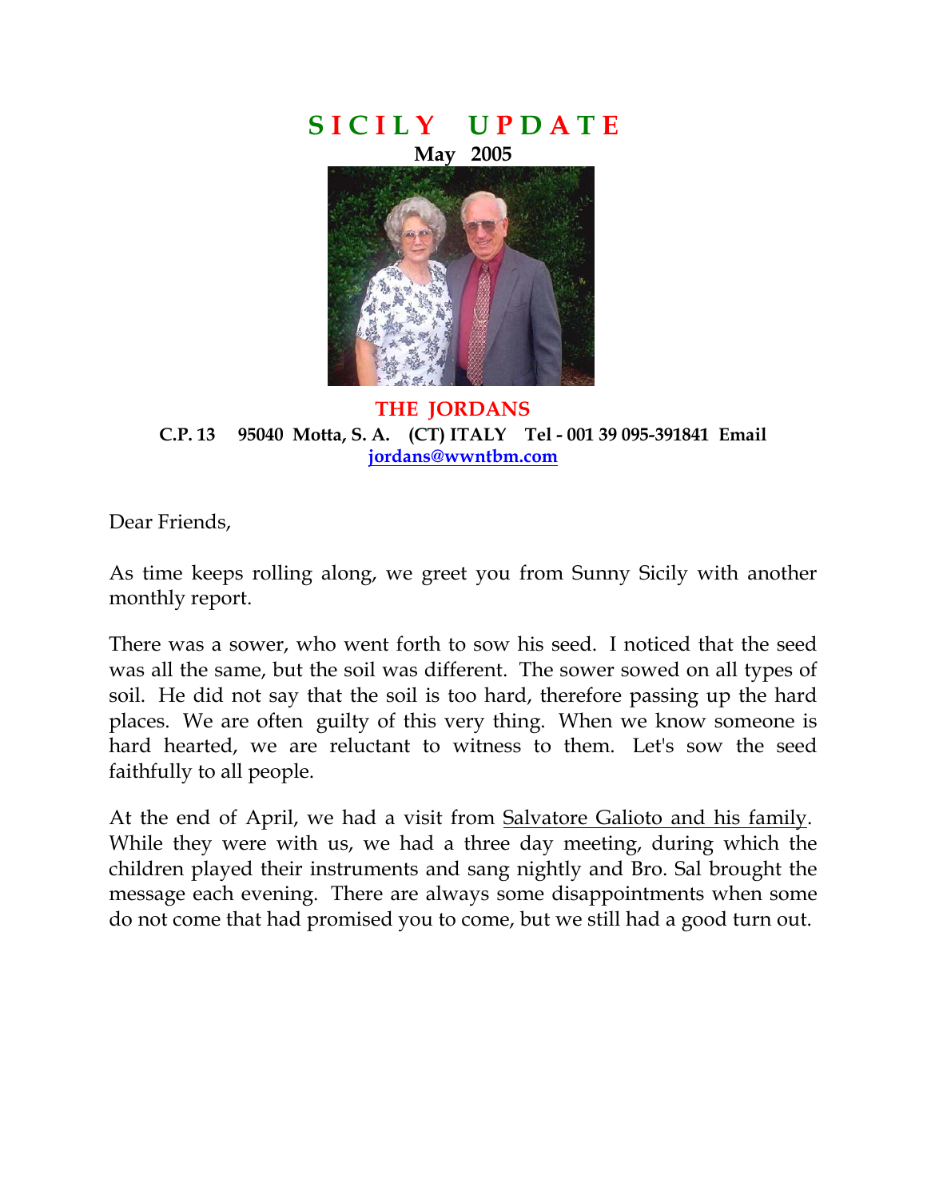# SICILY UPDATE

**May 2005**

## THE JORDANS

**C.P. 13 95040 Motta, S. A. (CT) ITALY Tel - 001 39 095-391841 Email jordans@wwntbm.com**

Dear Friends,

As time keeps rolling along, we greet you from Sunny Sicily with another monthly report.

There was a sower, who went forth to sow his seed. I noticed that the seed was all the same, but the soil was different. The sower sowed on all types of soil. He did not say that the soil is too hard, therefore passing up the hard places. We are often guilty of this very thing. When we know someone is hard hearted, we are reluctant to witness to them. Let's sow the seed faithfully to all people.

At the end of April, we had a visit from Salvatore Galioto and his family. While they were with us, we had a three day meeting, during which the children played their instruments and sang nightly and Bro. Sal brought the message each evening. There are always some disappointments when some do not come that had promised you to come, but we still had a good turn out.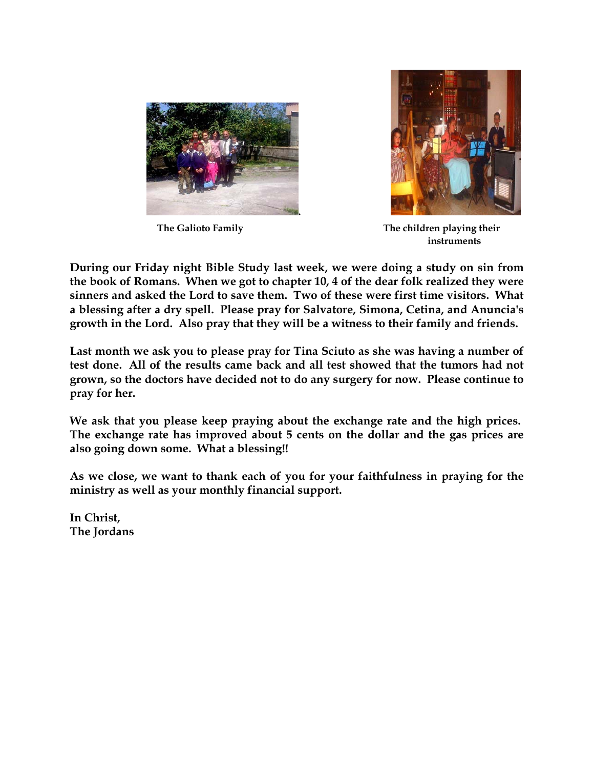**The Galioto Family**

**The children playing their instruments**

**During our Friday night Bible Study last week, we were doing a study on sin from the book of Romans. When we got to chapter 10, 4 of the dear folk realized they were sinners and asked the Lord to save them. Two of these were first time visitors. What a blessing after a dry spell. Please pray for Salvatore, Simona, Cetina, and Anuncia's growth in the Lord. Also pray that they will be a witness to their family and friends.**

**Last month we ask you to please pray for Tina Sciuto as she was having a number of test done. All of the results came back and all test showed that the tumors had not grown, so the doctors have decided not to do any surgery for now. Please continue to pray for her.**

**We ask that you please keep praying about the exchange rate and the high prices. The exchange rate has improved about 5 cents on the dollar and the gas prices are also going down some. What a blessing!!**

**As we close, we want to thank each of you for your faithfulness in praying for the ministry as well as your monthly financial support.**

**In Christ,**
**The Jordans**